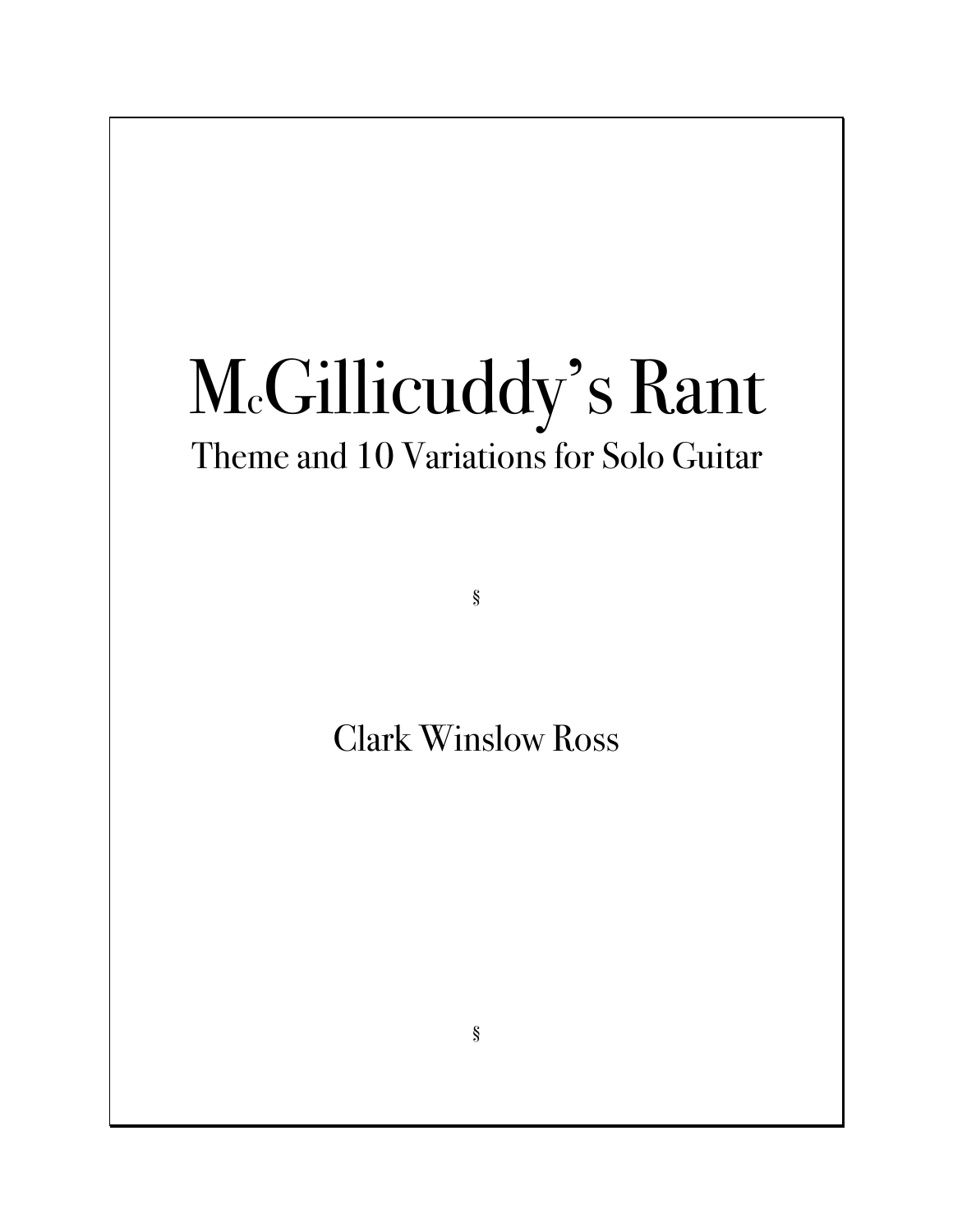# McGillicuddy's Rant

## Theme and 10 Variations for Solo Guitar

§

Clark Winslow Ross

§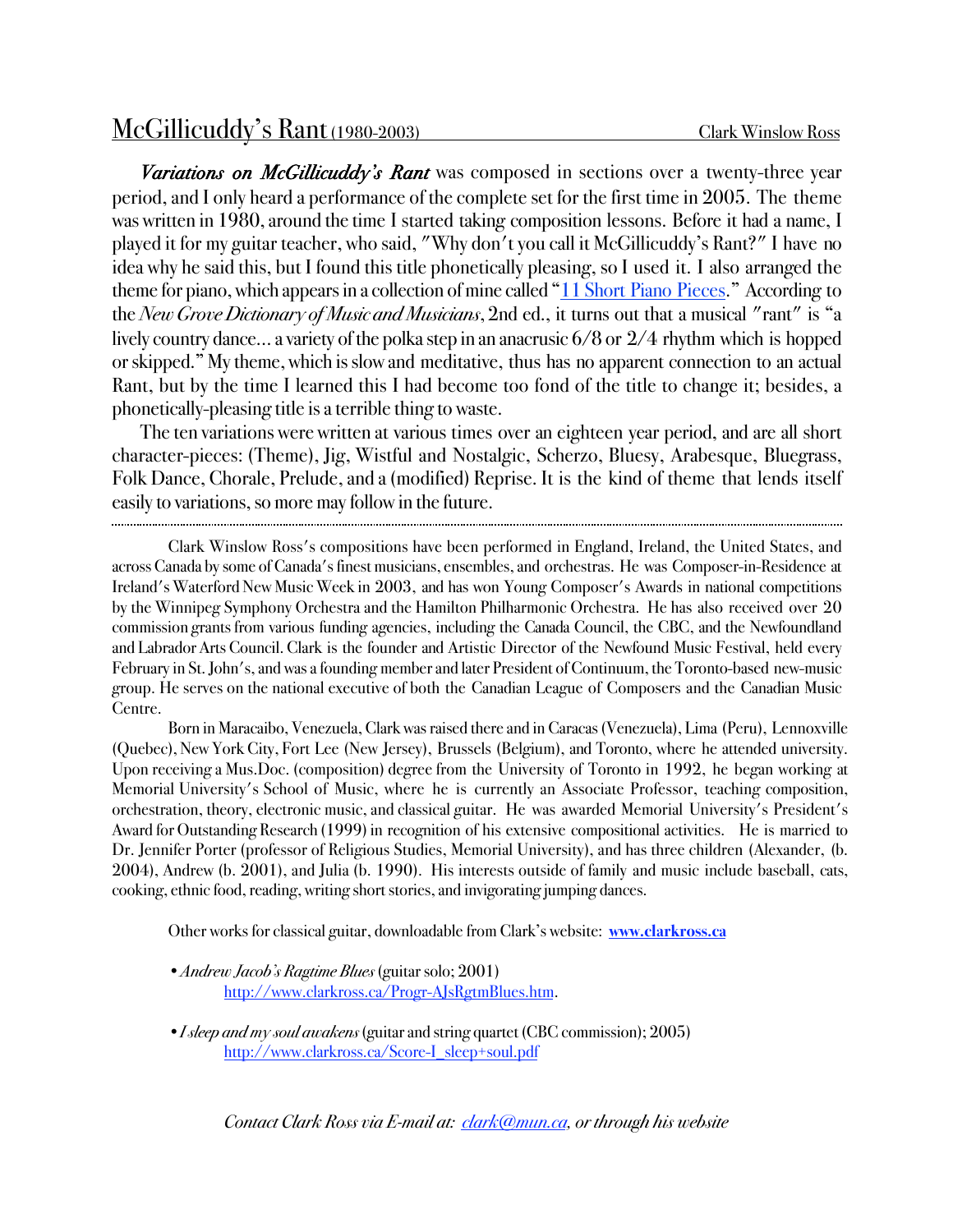# McGillicuddy's Rant (1980-2003) Clark Winslow Ross

***Variations on McGillicuddy's Rant*** was composed in sections over a twenty-three year period, and I only heard a performance of the complete set for the first time in 2005. The theme was written in 1980, around the time I started taking composition lessons. Before it had a name, I played it for my guitar teacher, who said, "Why don't you call it McGillicuddy's Rant?" I have no idea why he said this, but I found this title phonetically pleasing, so I used it. I also arranged the theme for piano, which appears in a collection of mine called "[11 Short Piano Pieces](11 Short Piano Pieces)." According to the *New Grove Dictionary of Music and Musicians*, 2nd ed., it turns out that a musical "rant" is "a lively country dance... a variety of the polka step in an anacrusic 6/8 or 2/4 rhythm which is hopped or skipped." My theme, which is slow and meditative, thus has no apparent connection to an actual Rant, but by the time I learned this I had become too fond of the title to change it; besides, a phonetically-pleasing title is a terrible thing to waste.

The ten variations were written at various times over an eighteen year period, and are all short character-pieces: (Theme), Jig, Wistful and Nostalgic, Scherzo, Bluesy, Arabesque, Bluegrass, Folk Dance, Chorale, Prelude, and a (modified) Reprise. It is the kind of theme that lends itself easily to variations, so more may follow in the future.

---

Clark Winslow Ross's compositions have been performed in England, Ireland, the United States, and across Canada by some of Canada's finest musicians, ensembles, and orchestras. He was Composer-in-Residence at Ireland's Waterford New Music Week in 2003, and has won Young Composer's Awards in national competitions by the Winnipeg Symphony Orchestra and the Hamilton Philharmonic Orchestra. He has also received over 20 commission grants from various funding agencies, including the Canada Council, the CBC, and the Newfoundland and Labrador Arts Council. Clark is the founder and Artistic Director of the Newfound Music Festival, held every February in St. John's, and was a founding member and later President of Continuum, the Toronto-based new-music group. He serves on the national executive of both the Canadian League of Composers and the Canadian Music Centre.

Born in Maracaibo, Venezuela, Clark was raised there and in Caracas (Venezuela), Lima (Peru), Lennoxville (Quebec), New York City, Fort Lee (New Jersey), Brussels (Belgium), and Toronto, where he attended university. Upon receiving a Mus.Doc. (composition) degree from the University of Toronto in 1992, he began working at Memorial University's School of Music, where he is currently an Associate Professor, teaching composition, orchestration, theory, electronic music, and classical guitar. He was awarded Memorial University's President's Award for Outstanding Research (1999) in recognition of his extensive compositional activities. He is married to Dr. Jennifer Porter (professor of Religious Studies, Memorial University), and has three children (Alexander, (b. 2004), Andrew (b. 2001), and Julia (b. 1990). His interests outside of family and music include baseball, cats, cooking, ethnic food, reading, writing short stories, and invigorating jumping dances.

Other works for classical guitar, downloadable from Clark's website: **[www.clarkross.ca](www.clarkross.ca)**

- *Andrew Jacob's Ragtime Blues* (guitar solo; 2001)
  [http://www.clarkross.ca/Progr-AJsRgtmBlues.htm](http://www.clarkross.ca/Progr-AJsRgtmBlues.htm).

- *I sleep and my soul awakens* (guitar and string quartet (CBC commission); 2005)
  [http://www.clarkross.ca/Score-I_sleep+soul.pdf](http://www.clarkross.ca/Score-I_sleep+soul.pdf)

*Contact Clark Ross via E-mail at: [clark@mun.ca](mailto:clark@mun.ca), or through his website*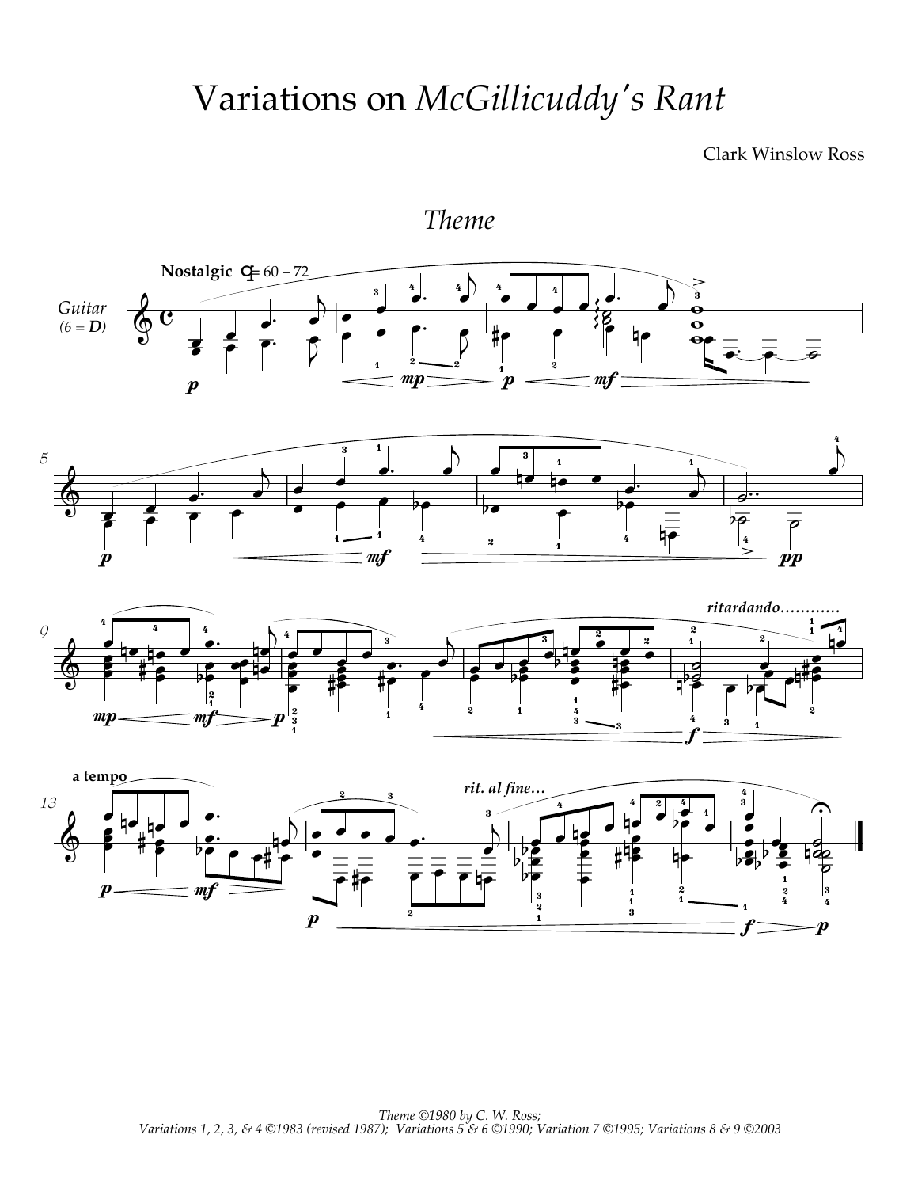# Variations on *McGillicuddy's Rant*

Clark Winslow Ross

## *Theme*

*Theme ©1980 by C. W. Ross;*
*Variations 1, 2, 3, & 4 ©1983 (revised 1987); Variations 5 & 6 ©1990; Variation 7 ©1995; Variations 8 & 9 ©2003*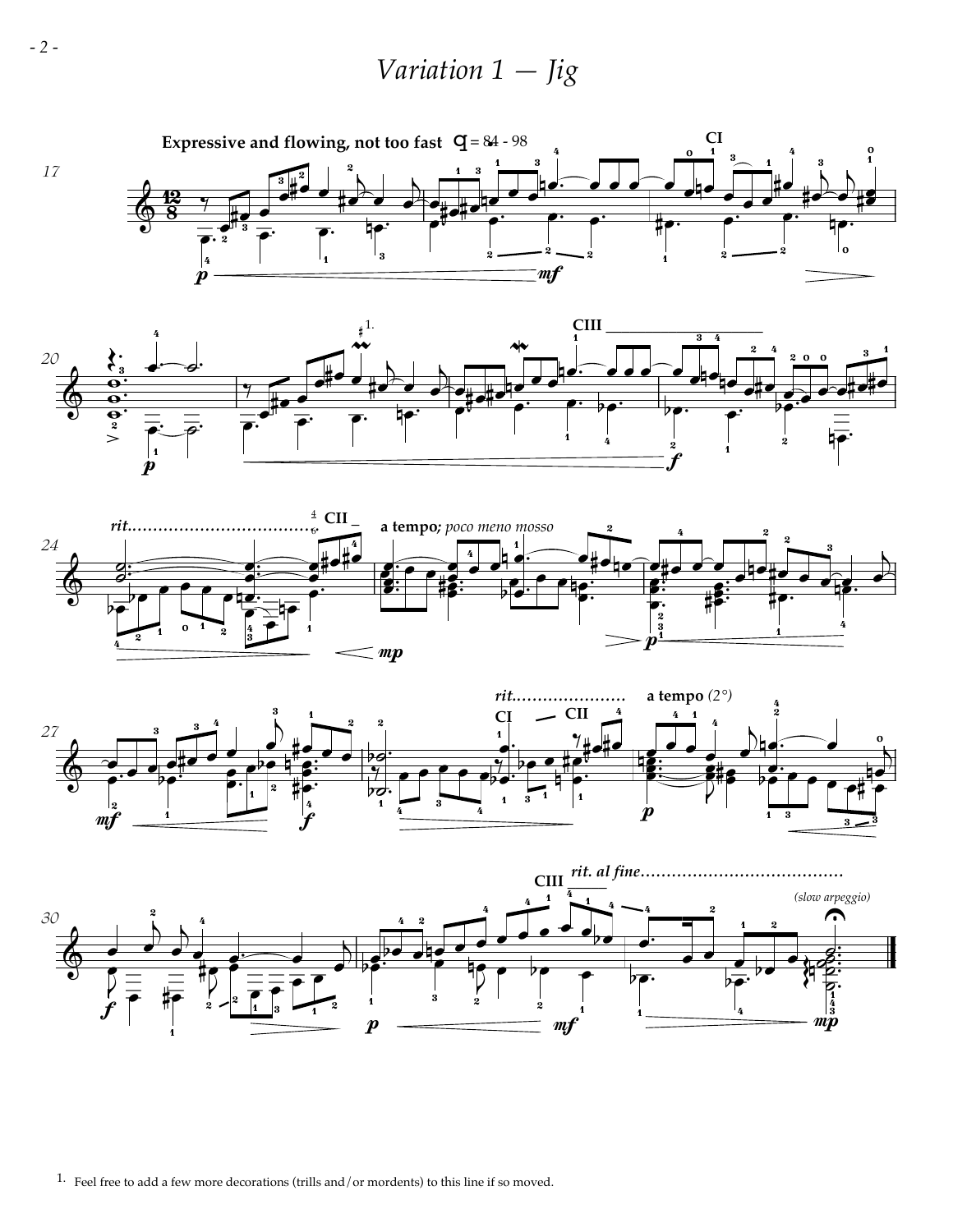# *Variation 1 — Jig*

1. Feel free to add a few more decorations (trills and/or mordents) to this line if so moved.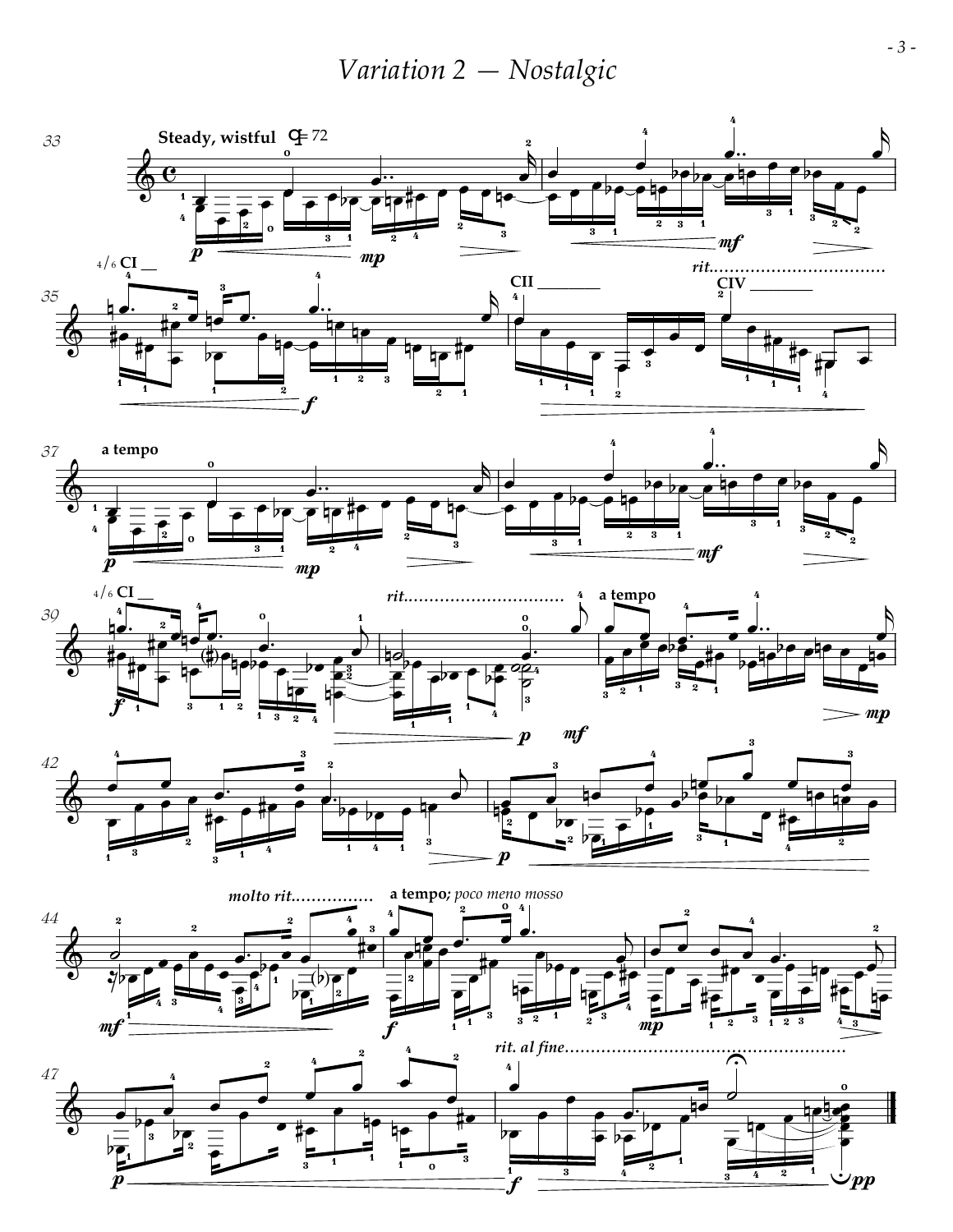# Variation 2 — Nostalgic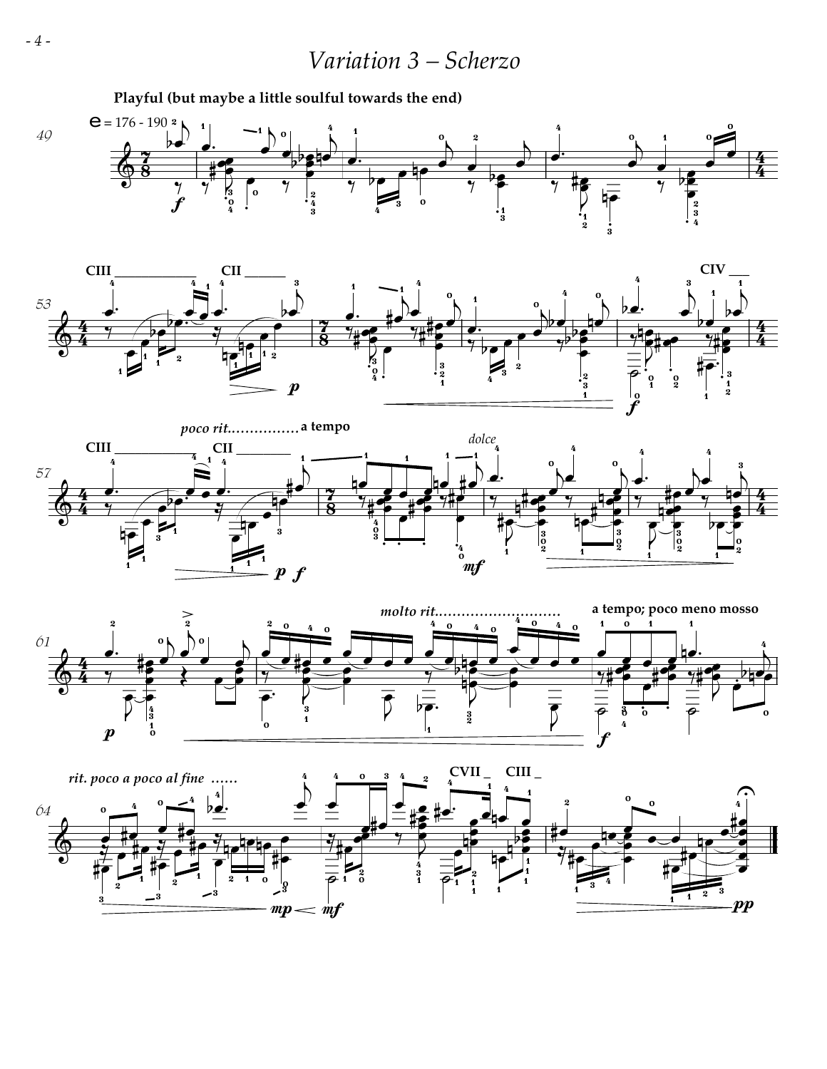# Variation 3 – Scherzo

**Playful (but maybe a little soulful towards the end)**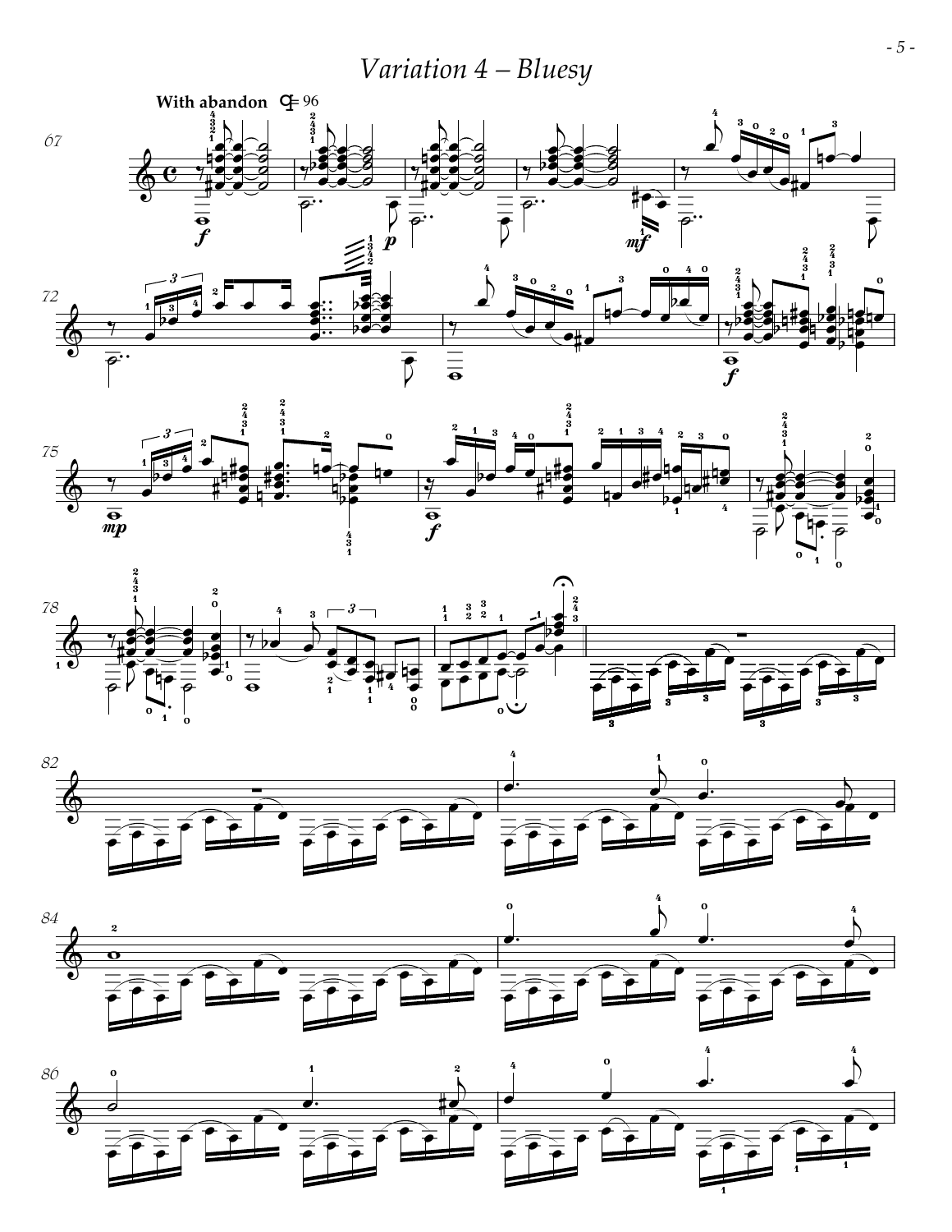# *Variation 4 – Bluesy*

**With abandon** ₵ = 96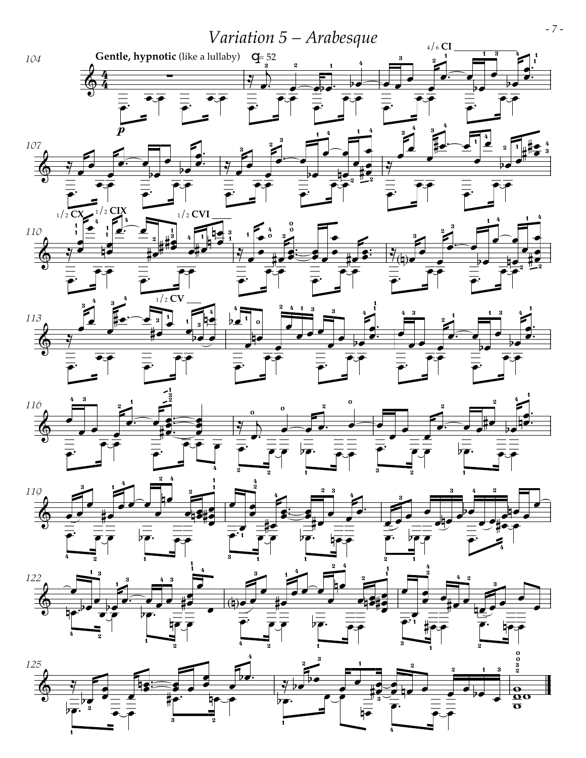# Variation 5 – Arabesque

**Gentle, hypnotic** (like a lullaby) ♩= 52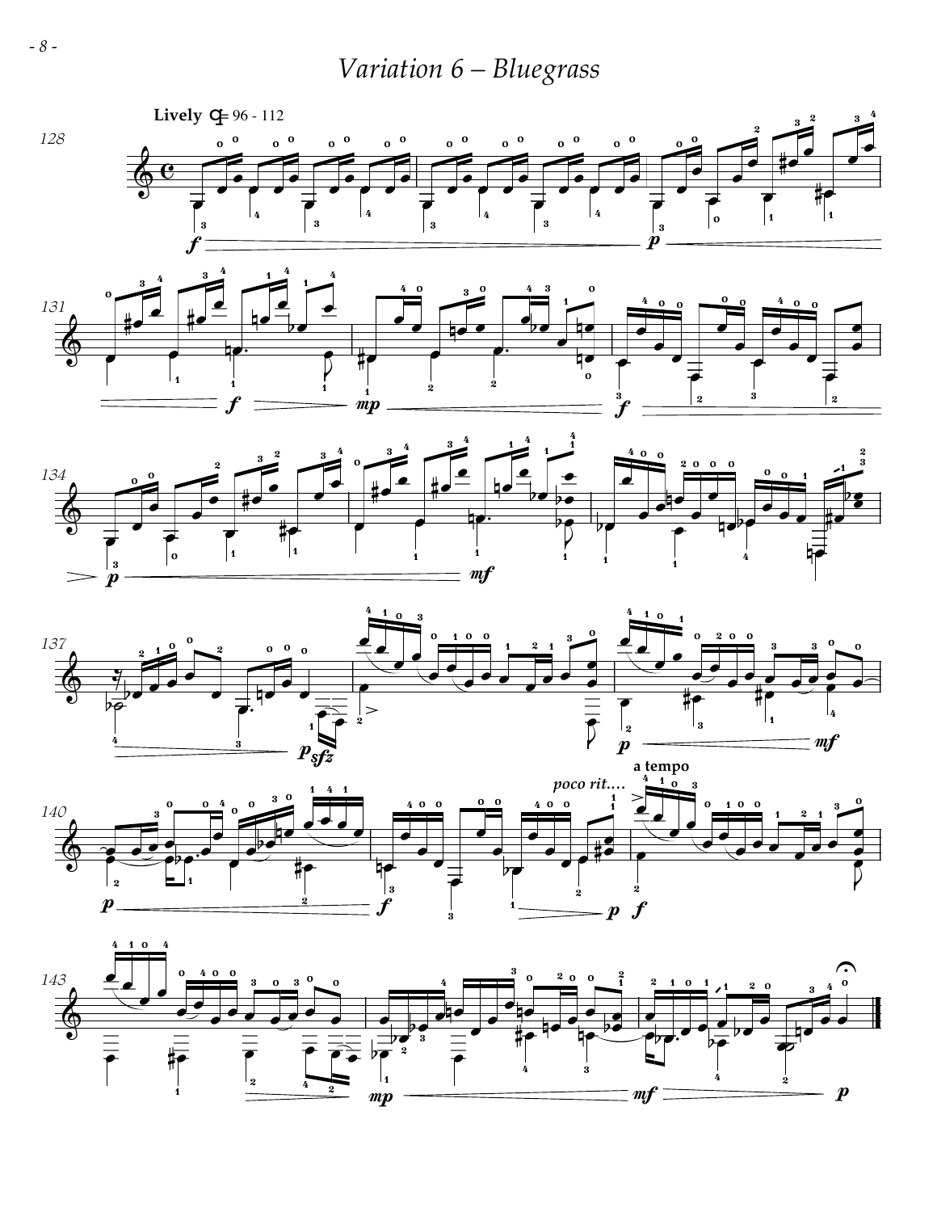# *Variation 6 – Bluegrass*

**Lively** 𝄵= 96 - 112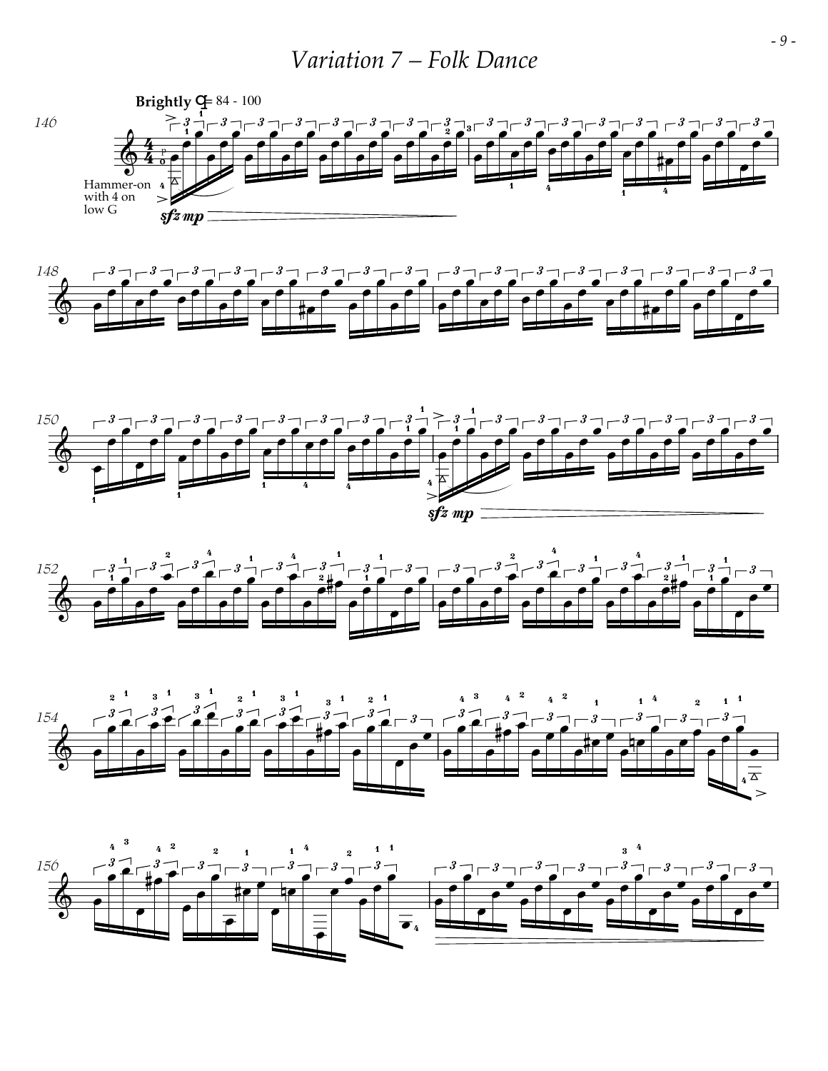# *Variation 7 – Folk Dance*

**Brightly** 𝅗𝅥 = 84 - 100

Hammer-on with 4 on low G

*sfz mp*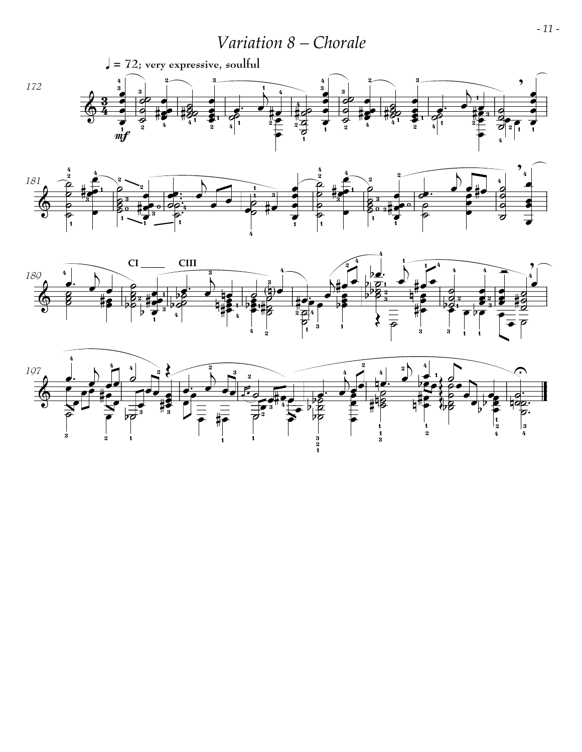# *Variation 8 – Chorale*

**♩ = 72; very expressive, soulful**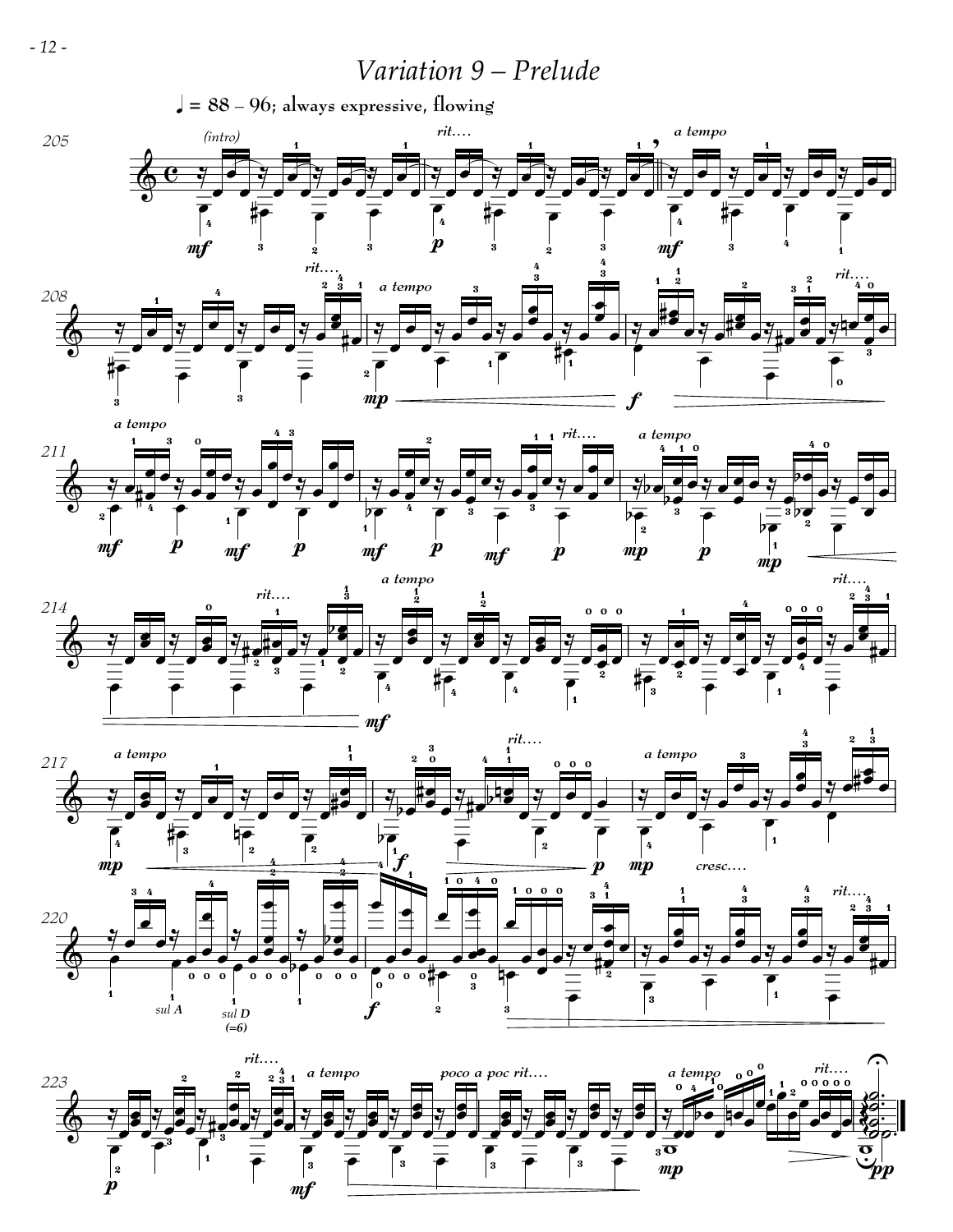# *Variation 9 – Prelude*

♩ = 88 – 96; always expressive, flowing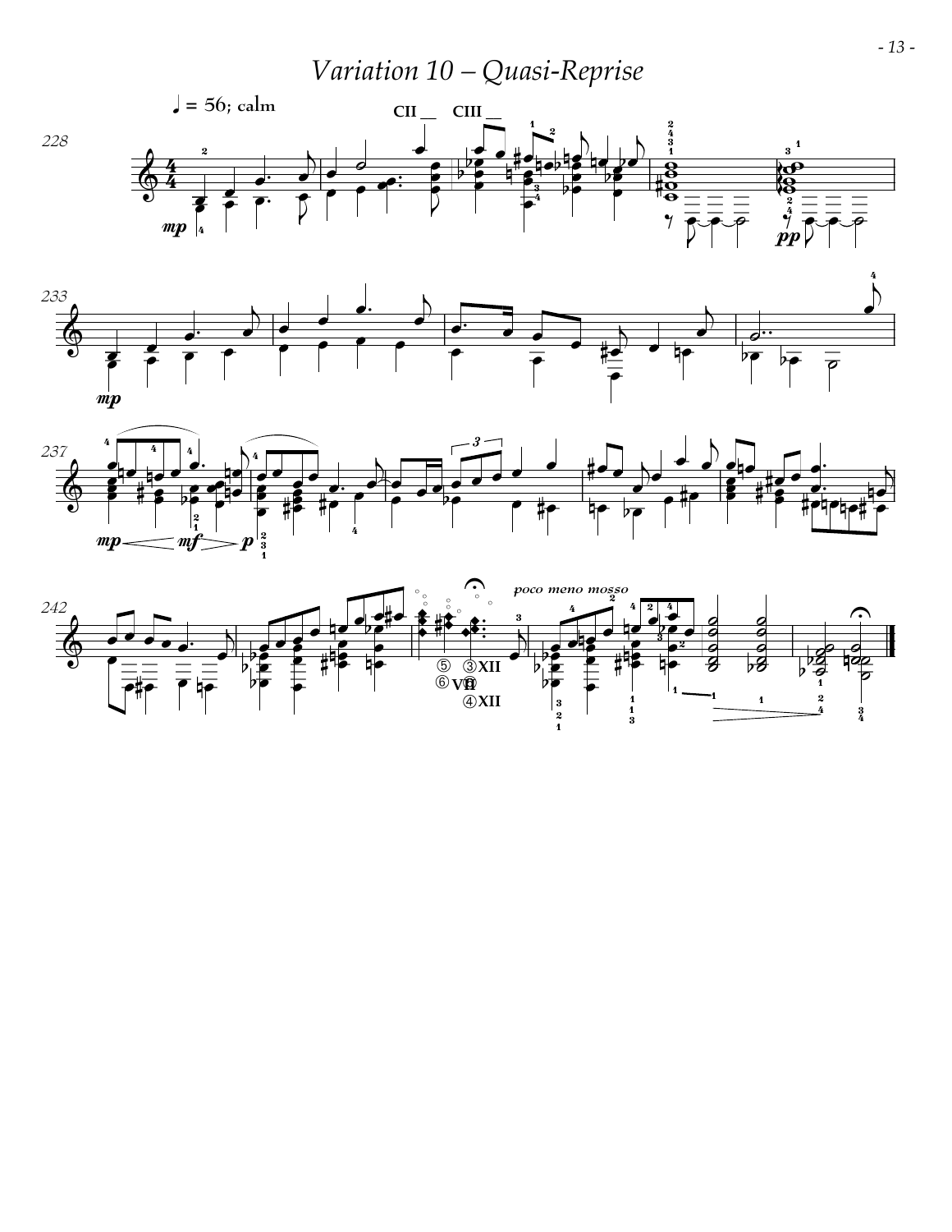# *Variation 10 – Quasi-Reprise*